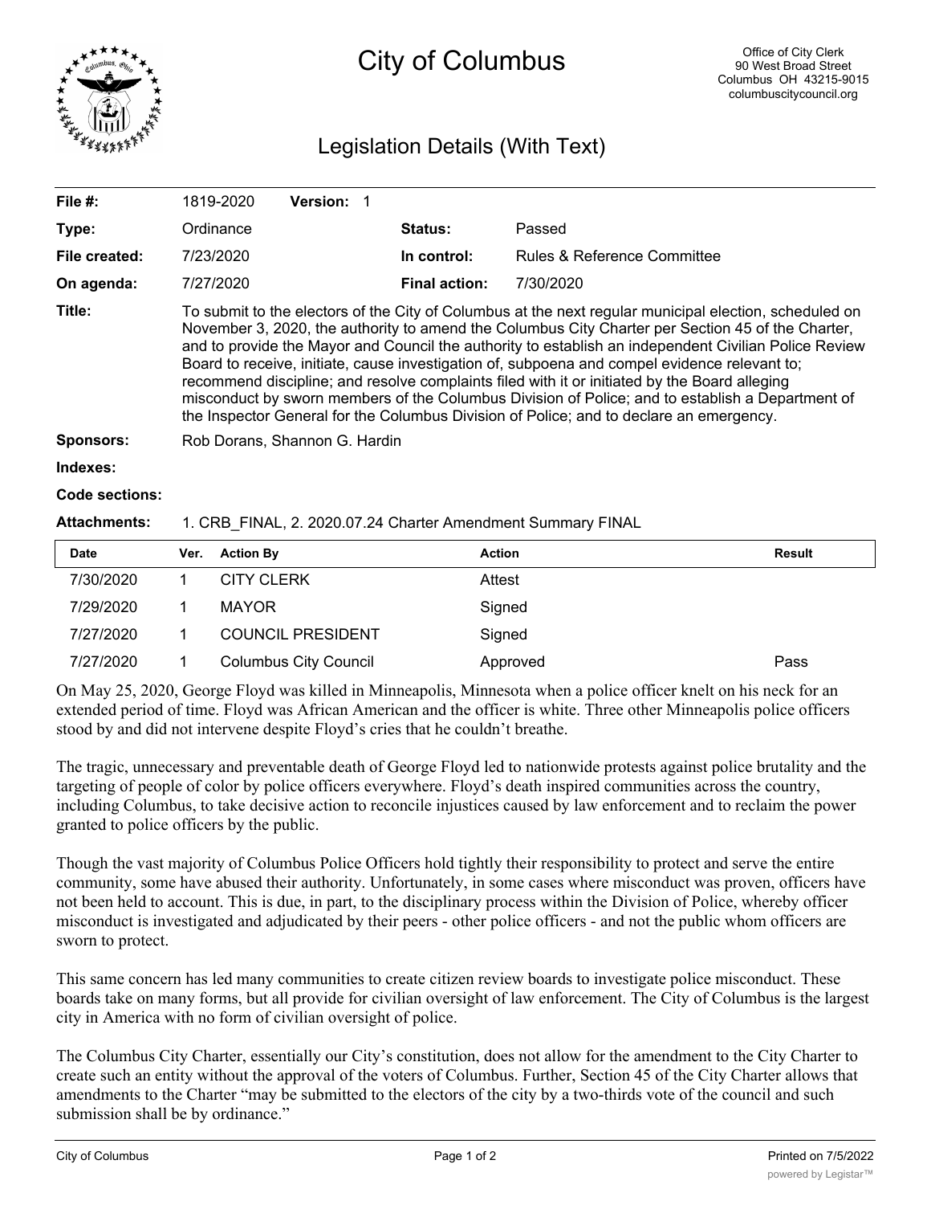# City of Columbus

Office of City Clerk
90 West Broad Street
Columbus OH 43215-9015
columbuscitycouncil.org

## Legislation Details (With Text)

| | | | |
|---|---|---|---|
| **File #:** | 1819-2020 **Version:** 1 | | |
| **Type:** | Ordinance | **Status:** | Passed |
| **File created:** | 7/23/2020 | **In control:** | Rules & Reference Committee |
| **On agenda:** | 7/27/2020 | **Final action:** | 7/30/2020 |

**Title:** To submit to the electors of the City of Columbus at the next regular municipal election, scheduled on November 3, 2020, the authority to amend the Columbus City Charter per Section 45 of the Charter, and to provide the Mayor and Council the authority to establish an independent Civilian Police Review Board to receive, initiate, cause investigation of, subpoena and compel evidence relevant to; recommend discipline; and resolve complaints filed with it or initiated by the Board alleging misconduct by sworn members of the Columbus Division of Police; and to establish a Department of the Inspector General for the Columbus Division of Police; and to declare an emergency.

**Sponsors:** Rob Dorans, Shannon G. Hardin

**Indexes:**

**Code sections:**

**Attachments:** 1. CRB_FINAL, 2. 2020.07.24 Charter Amendment Summary FINAL

| Date | Ver. | Action By | Action | Result |
|---|---|---|---|---|
| 7/30/2020 | 1 | CITY CLERK | Attest | |
| 7/29/2020 | 1 | MAYOR | Signed | |
| 7/27/2020 | 1 | COUNCIL PRESIDENT | Signed | |
| 7/27/2020 | 1 | Columbus City Council | Approved | Pass |

On May 25, 2020, George Floyd was killed in Minneapolis, Minnesota when a police officer knelt on his neck for an extended period of time. Floyd was African American and the officer is white. Three other Minneapolis police officers stood by and did not intervene despite Floyd's cries that he couldn't breathe.

The tragic, unnecessary and preventable death of George Floyd led to nationwide protests against police brutality and the targeting of people of color by police officers everywhere. Floyd's death inspired communities across the country, including Columbus, to take decisive action to reconcile injustices caused by law enforcement and to reclaim the power granted to police officers by the public.

Though the vast majority of Columbus Police Officers hold tightly their responsibility to protect and serve the entire community, some have abused their authority. Unfortunately, in some cases where misconduct was proven, officers have not been held to account. This is due, in part, to the disciplinary process within the Division of Police, whereby officer misconduct is investigated and adjudicated by their peers - other police officers - and not the public whom officers are sworn to protect.

This same concern has led many communities to create citizen review boards to investigate police misconduct. These boards take on many forms, but all provide for civilian oversight of law enforcement. The City of Columbus is the largest city in America with no form of civilian oversight of police.

The Columbus City Charter, essentially our City's constitution, does not allow for the amendment to the City Charter to create such an entity without the approval of the voters of Columbus. Further, Section 45 of the City Charter allows that amendments to the Charter "may be submitted to the electors of the city by a two-thirds vote of the council and such submission shall be by ordinance."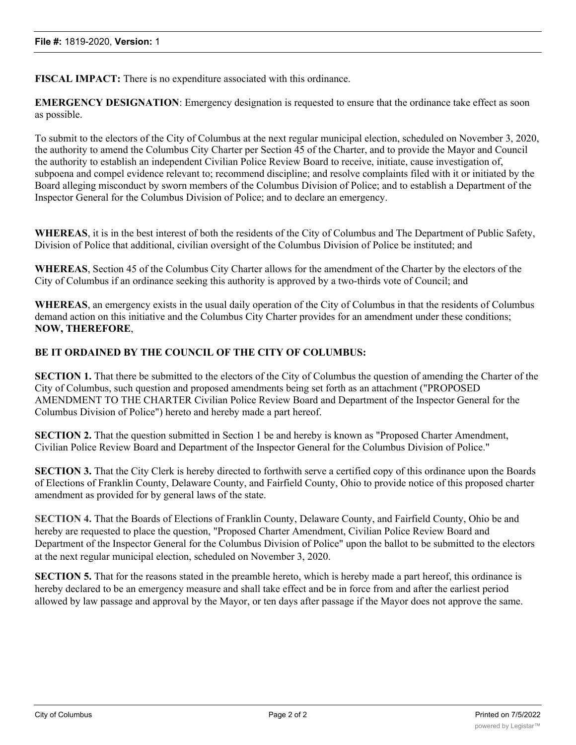**FISCAL IMPACT:** There is no expenditure associated with this ordinance.

**EMERGENCY DESIGNATION**: Emergency designation is requested to ensure that the ordinance take effect as soon as possible.

To submit to the electors of the City of Columbus at the next regular municipal election, scheduled on November 3, 2020, the authority to amend the Columbus City Charter per Section 45 of the Charter, and to provide the Mayor and Council the authority to establish an independent Civilian Police Review Board to receive, initiate, cause investigation of, subpoena and compel evidence relevant to; recommend discipline; and resolve complaints filed with it or initiated by the Board alleging misconduct by sworn members of the Columbus Division of Police; and to establish a Department of the Inspector General for the Columbus Division of Police; and to declare an emergency.

**WHEREAS**, it is in the best interest of both the residents of the City of Columbus and The Department of Public Safety, Division of Police that additional, civilian oversight of the Columbus Division of Police be instituted; and

**WHEREAS**, Section 45 of the Columbus City Charter allows for the amendment of the Charter by the electors of the City of Columbus if an ordinance seeking this authority is approved by a two-thirds vote of Council; and

**WHEREAS**, an emergency exists in the usual daily operation of the City of Columbus in that the residents of Columbus demand action on this initiative and the Columbus City Charter provides for an amendment under these conditions; **NOW, THEREFORE**,

**BE IT ORDAINED BY THE COUNCIL OF THE CITY OF COLUMBUS:**

**SECTION 1.** That there be submitted to the electors of the City of Columbus the question of amending the Charter of the City of Columbus, such question and proposed amendments being set forth as an attachment ("PROPOSED AMENDMENT TO THE CHARTER Civilian Police Review Board and Department of the Inspector General for the Columbus Division of Police") hereto and hereby made a part hereof.

**SECTION 2.** That the question submitted in Section 1 be and hereby is known as "Proposed Charter Amendment, Civilian Police Review Board and Department of the Inspector General for the Columbus Division of Police."

**SECTION 3.** That the City Clerk is hereby directed to forthwith serve a certified copy of this ordinance upon the Boards of Elections of Franklin County, Delaware County, and Fairfield County, Ohio to provide notice of this proposed charter amendment as provided for by general laws of the state.

**SECTION 4.** That the Boards of Elections of Franklin County, Delaware County, and Fairfield County, Ohio be and hereby are requested to place the question, "Proposed Charter Amendment, Civilian Police Review Board and Department of the Inspector General for the Columbus Division of Police" upon the ballot to be submitted to the electors at the next regular municipal election, scheduled on November 3, 2020.

**SECTION 5.** That for the reasons stated in the preamble hereto, which is hereby made a part hereof, this ordinance is hereby declared to be an emergency measure and shall take effect and be in force from and after the earliest period allowed by law passage and approval by the Mayor, or ten days after passage if the Mayor does not approve the same.